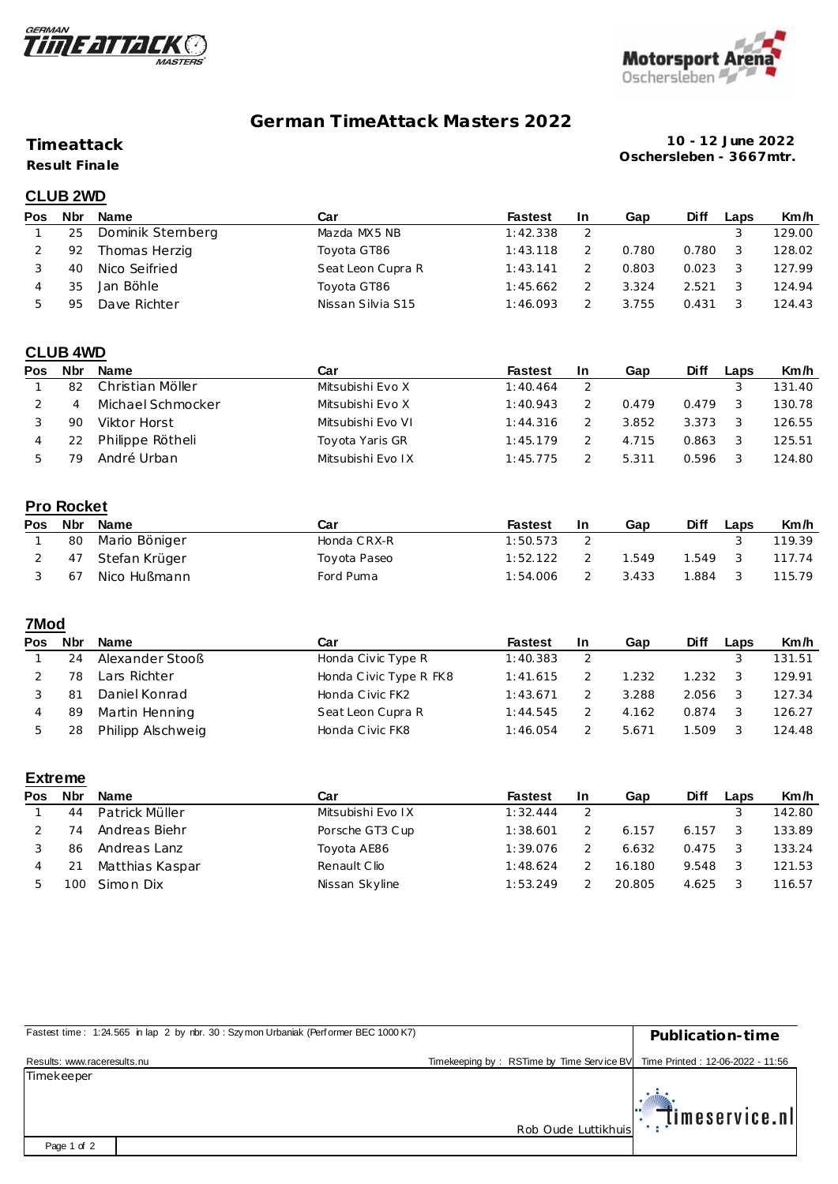# German TimeAttack Masters 2022

**Timeattack**

**Result Finale**

**10 - 12 June 2022**
**Oschersleben - 3667mtr.**

## CLUB 2WD

| Pos | Nbr | Name | Car | Fastest | In | Gap | Diff | Laps | Km/h |
|---|---|---|---|---|---|---|---|---|---|
| 1 | 25 | Dominik Sternberg | Mazda MX5 NB | 1:42.338 | 2 | | | 3 | 129.00 |
| 2 | 92 | Thomas Herzig | Toyota GT86 | 1:43.118 | 2 | 0.780 | 0.780 | 3 | 128.02 |
| 3 | 40 | Nico Seifried | Seat Leon Cupra R | 1:43.141 | 2 | 0.803 | 0.023 | 3 | 127.99 |
| 4 | 35 | Jan Böhle | Toyota GT86 | 1:45.662 | 2 | 3.324 | 2.521 | 3 | 124.94 |
| 5 | 95 | Dave Richter | Nissan Silvia S15 | 1:46.093 | 2 | 3.755 | 0.431 | 3 | 124.43 |

## CLUB 4WD

| Pos | Nbr | Name | Car | Fastest | In | Gap | Diff | Laps | Km/h |
|---|---|---|---|---|---|---|---|---|---|
| 1 | 82 | Christian Möller | Mitsubishi Evo X | 1:40.464 | 2 | | | 3 | 131.40 |
| 2 | 4 | Michael Schmocker | Mitsubishi Evo X | 1:40.943 | 2 | 0.479 | 0.479 | 3 | 130.78 |
| 3 | 90 | Viktor Horst | Mitsubishi Evo VI | 1:44.316 | 2 | 3.852 | 3.373 | 3 | 126.55 |
| 4 | 22 | Philippe Rötheli | Toyota Yaris GR | 1:45.179 | 2 | 4.715 | 0.863 | 3 | 125.51 |
| 5 | 79 | André Urban | Mitsubishi Evo IX | 1:45.775 | 2 | 5.311 | 0.596 | 3 | 124.80 |

## Pro Rocket

| Pos | Nbr | Name | Car | Fastest | In | Gap | Diff | Laps | Km/h |
|---|---|---|---|---|---|---|---|---|---|
| 1 | 80 | Mario Böniger | Honda CRX-R | 1:50.573 | 2 | | | 3 | 119.39 |
| 2 | 47 | Stefan Krüger | Toyota Paseo | 1:52.122 | 2 | 1.549 | 1.549 | 3 | 117.74 |
| 3 | 67 | Nico Hußmann | Ford Puma | 1:54.006 | 2 | 3.433 | 1.884 | 3 | 115.79 |

## 7Mod

| Pos | Nbr | Name | Car | Fastest | In | Gap | Diff | Laps | Km/h |
|---|---|---|---|---|---|---|---|---|---|
| 1 | 24 | Alexander Stooß | Honda Civic Type R | 1:40.383 | 2 | | | 3 | 131.51 |
| 2 | 78 | Lars Richter | Honda Civic Type R FK8 | 1:41.615 | 2 | 1.232 | 1.232 | 3 | 129.91 |
| 3 | 81 | Daniel Konrad | Honda Civic FK2 | 1:43.671 | 2 | 3.288 | 2.056 | 3 | 127.34 |
| 4 | 89 | Martin Henning | Seat Leon Cupra R | 1:44.545 | 2 | 4.162 | 0.874 | 3 | 126.27 |
| 5 | 28 | Philipp Alschweig | Honda Civic FK8 | 1:46.054 | 2 | 5.671 | 1.509 | 3 | 124.48 |

## Extreme

| Pos | Nbr | Name | Car | Fastest | In | Gap | Diff | Laps | Km/h |
|---|---|---|---|---|---|---|---|---|---|
| 1 | 44 | Patrick Müller | Mitsubishi Evo IX | 1:32.444 | 2 | | | 3 | 142.80 |
| 2 | 74 | Andreas Biehr | Porsche GT3 Cup | 1:38.601 | 2 | 6.157 | 6.157 | 3 | 133.89 |
| 3 | 86 | Andreas Lanz | Toyota AE86 | 1:39.076 | 2 | 6.632 | 0.475 | 3 | 133.24 |
| 4 | 21 | Matthias Kaspar | Renault Clio | 1:48.624 | 2 | 16.180 | 9.548 | 3 | 121.53 |
| 5 | 100 | Simon Dix | Nissan Skyline | 1:53.249 | 2 | 20.805 | 4.625 | 3 | 116.57 |

Fastest time : 1:24.565 in lap 2 by nbr. 30 : Szymon Urbaniak (Performer BEC 1000 K7)

**Publication-time**

Results: www.raceresults.nu

Timekeeping by : RSTime by Time Service BV

Time Printed : 12-06-2022 - 11:56

Timekeeper

Rob Oude Luttikhuis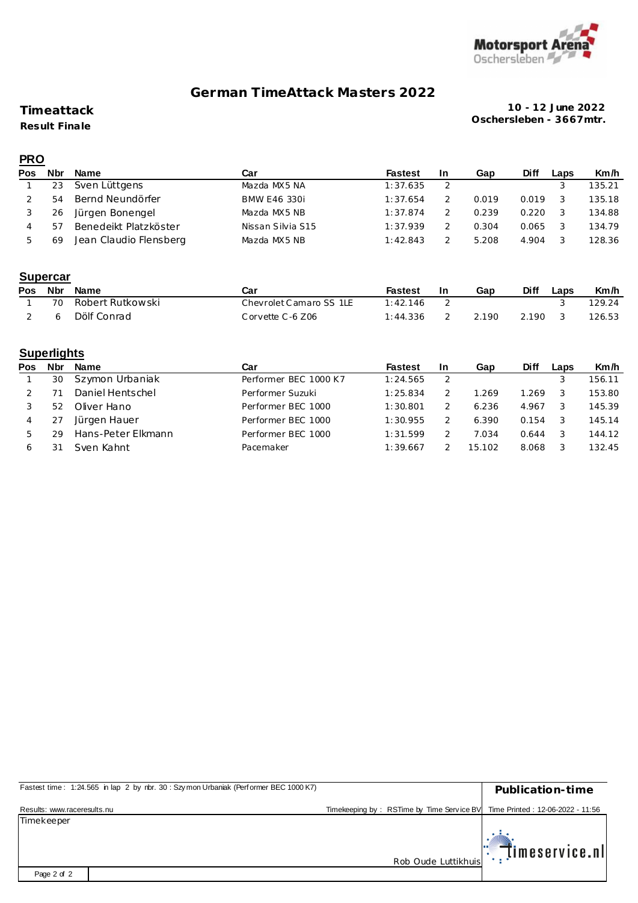# German TimeAttack Masters 2022

**Timeattack**
**Result Finale**

**10 - 12 June 2022**
**Oschersleben - 3667mtr.**

## PRO

| Pos | Nbr | Name | Car | Fastest | In | Gap | Diff | Laps | Km/h |
|---|---|---|---|---|---|---|---|---|---|
| 1 | 23 | Sven Lüttgens | Mazda MX5 NA | 1:37.635 | 2 | | | 3 | 135.21 |
| 2 | 54 | Bernd Neundörfer | BMW E46 330i | 1:37.654 | 2 | 0.019 | 0.019 | 3 | 135.18 |
| 3 | 26 | Jürgen Bonengel | Mazda MX5 NB | 1:37.874 | 2 | 0.239 | 0.220 | 3 | 134.88 |
| 4 | 57 | Benedeikt Platzköster | Nissan Silvia S15 | 1:37.939 | 2 | 0.304 | 0.065 | 3 | 134.79 |
| 5 | 69 | Jean Claudio Flensberg | Mazda MX5 NB | 1:42.843 | 2 | 5.208 | 4.904 | 3 | 128.36 |

## Supercar

| Pos | Nbr | Name | Car | Fastest | In | Gap | Diff | Laps | Km/h |
|---|---|---|---|---|---|---|---|---|---|
| 1 | 70 | Robert Rutkowski | Chevrolet Camaro SS 1LE | 1:42.146 | 2 | | | 3 | 129.24 |
| 2 | 6 | Dölf Conrad | Corvette C-6 Z06 | 1:44.336 | 2 | 2.190 | 2.190 | 3 | 126.53 |

## Superlights

| Pos | Nbr | Name | Car | Fastest | In | Gap | Diff | Laps | Km/h |
|---|---|---|---|---|---|---|---|---|---|
| 1 | 30 | Szymon Urbaniak | Performer BEC 1000 K7 | 1:24.565 | 2 | | | 3 | 156.11 |
| 2 | 71 | Daniel Hentschel | Performer Suzuki | 1:25.834 | 2 | 1.269 | 1.269 | 3 | 153.80 |
| 3 | 52 | Oliver Hano | Performer BEC 1000 | 1:30.801 | 2 | 6.236 | 4.967 | 3 | 145.39 |
| 4 | 27 | Jürgen Hauer | Performer BEC 1000 | 1:30.955 | 2 | 6.390 | 0.154 | 3 | 145.14 |
| 5 | 29 | Hans-Peter Elkmann | Performer BEC 1000 | 1:31.599 | 2 | 7.034 | 0.644 | 3 | 144.12 |
| 6 | 31 | Sven Kahnt | Pacemaker | 1:39.667 | 2 | 15.102 | 8.068 | 3 | 132.45 |

Fastest time : 1:24.565 in lap 2 by nbr. 30 : Szymon Urbaniak (Performer BEC 1000 K7)

**Publication-time**

Results: www.raceresults.nu

Timekeeping by : RSTime by Time Service BV

Time Printed : 12-06-2022 - 11:56

Timekeeper

Rob Oude Luttikhuis